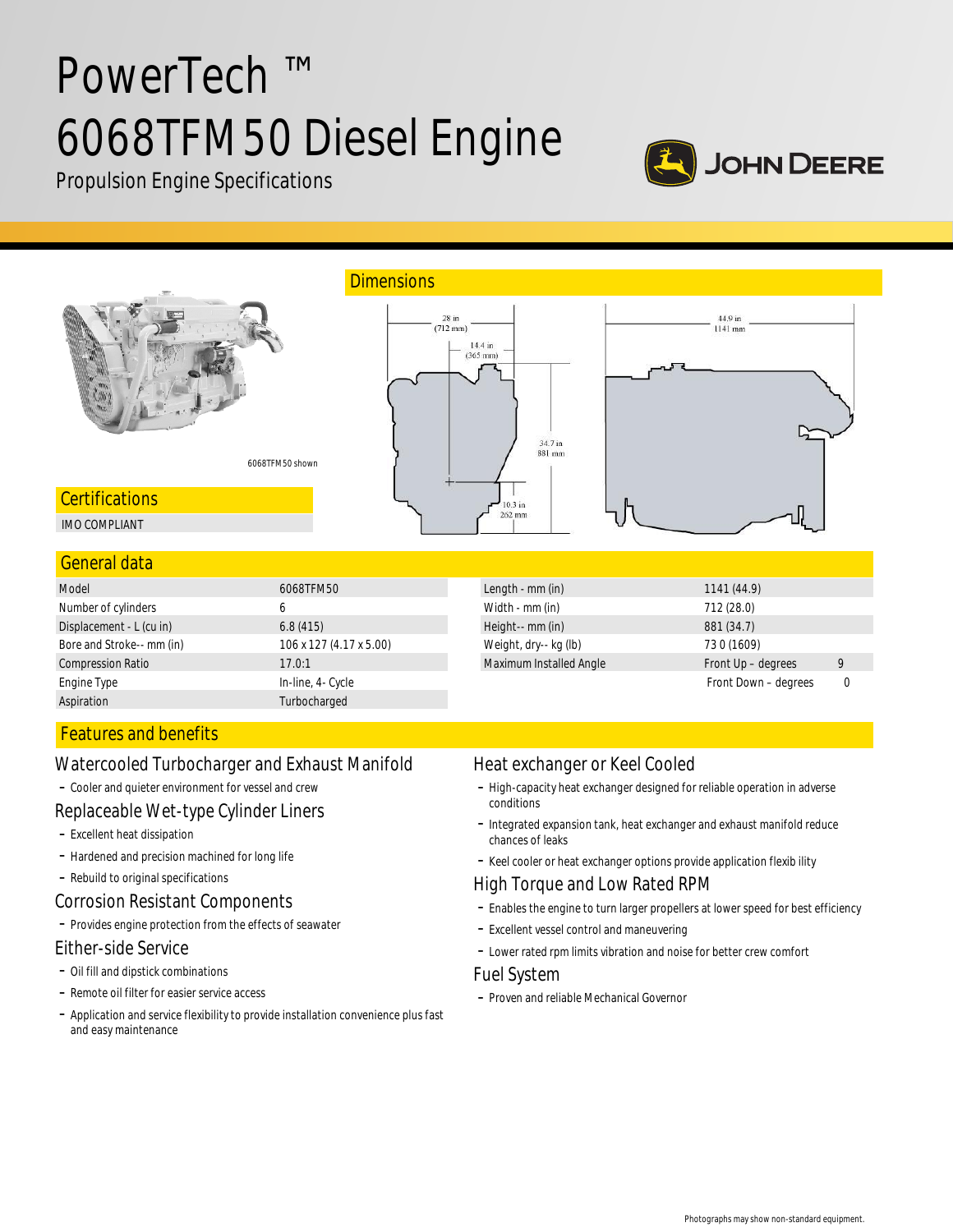# PowerTech ™ 6068TFM50 Diesel Engine

Propulsion Engine Specifications

## Dimensions

6068TFM50 shown

## Certifications

IMO COMPLIANT

## General data

| Model | 6068TFM50 |
|---|---|
| Number of cylinders | 6 |
| Displacement - L (cu in) | 6.8 (415) |
| Bore and Stroke-- mm (in) | 106 x 127 (4.17 x 5.00) |
| Compression Ratio | 17.0:1 |
| Engine Type | In-line, 4- Cycle |
| Aspiration | Turbocharged |

| Length - mm (in) | 1141 (44.9) | |
|---|---|---|
| Width - mm (in) | 712 (28.0) | |
| Height-- mm (in) | 881 (34.7) | |
| Weight, dry-- kg (lb) | 730 (1609) | |
| Maximum Installed Angle | Front Up – degrees | 9 |
| | Front Down – degrees | 0 |

## Features and benefits

### Watercooled Turbocharger and Exhaust Manifold

- Cooler and quieter environment for vessel and crew

### Replaceable Wet-type Cylinder Liners

- Excellent heat dissipation
- Hardened and precision machined for long life
- Rebuild to original specifications

### Corrosion Resistant Components

- Provides engine protection from the effects of seawater

### Either-side Service

- Oil fill and dipstick combinations
- Remote oil filter for easier service access
- Application and service flexibility to provide installation convenience plus fast and easy maintenance

### Heat exchanger or Keel Cooled

- High-capacity heat exchanger designed for reliable operation in adverse conditions
- Integrated expansion tank, heat exchanger and exhaust manifold reduce chances of leaks
- Keel cooler or heat exchanger options provide application flexibility

### High Torque and Low Rated RPM

- Enables the engine to turn larger propellers at lower speed for best efficiency
- Excellent vessel control and maneuvering
- Lower rated rpm limits vibration and noise for better crew comfort

### Fuel System

- Proven and reliable Mechanical Governor

Photographs may show non-standard equipment.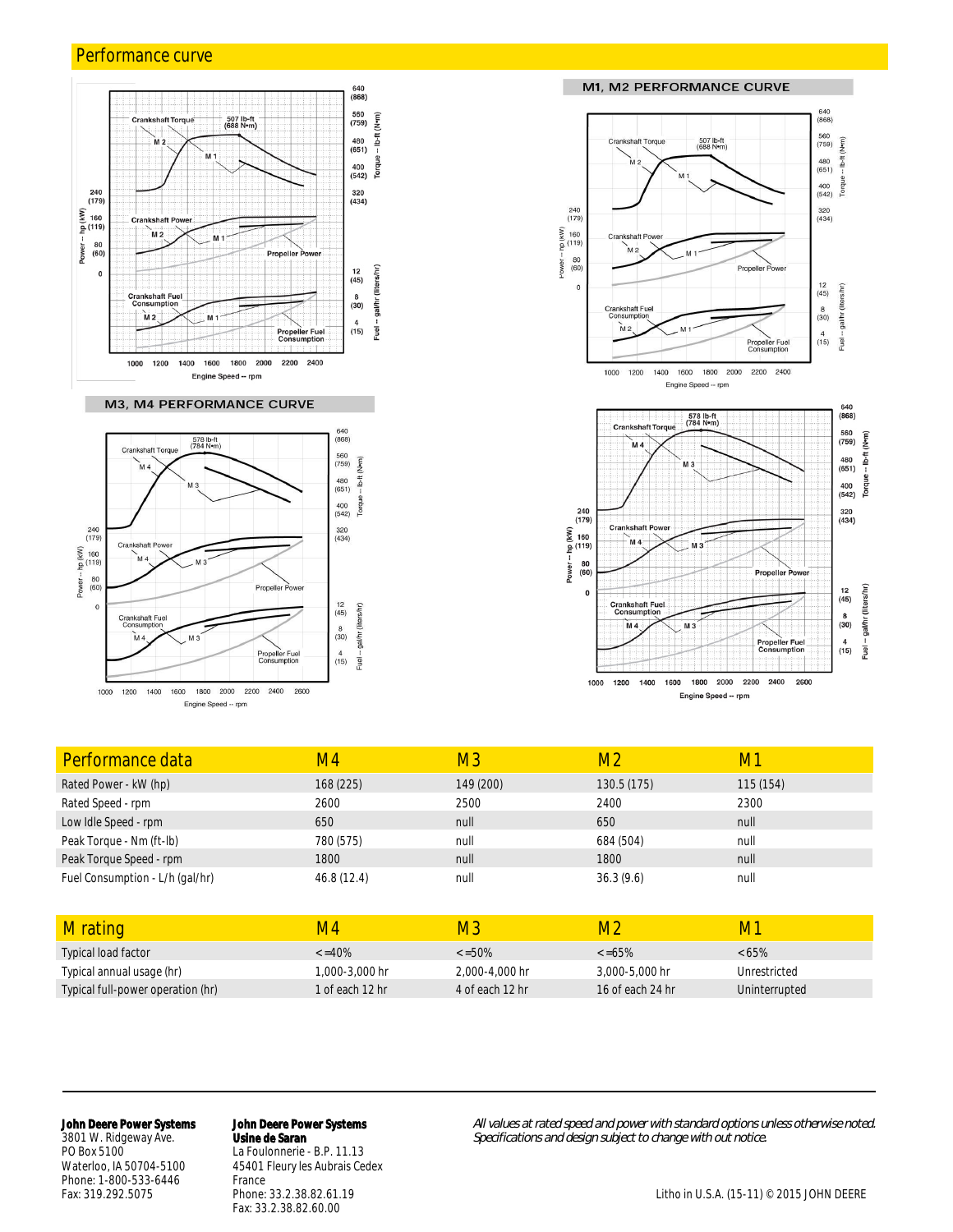## Performance curve

Crankshaft Torque
507 lb-ft (688 N•m)
M 2
M 1
640 (868)
560 (759)
480 (651)
400 (542)
320 (434)
Torque -- lb-ft (N•m)
240 (179)
160 (119)
80 (60)
0
Power -- hp (kW)
Crankshaft Power
M 2
M 1
Propeller Power
12 (45)
8 (30)
4 (15)
Fuel -- gal/hr (liters/hr)
Crankshaft Fuel Consumption
M 2
M 1
Propeller Fuel Consumption
1000 1200 1400 1600 1800 2000 2200 2400
Engine Speed -- rpm

### M1, M2 PERFORMANCE CURVE

Crankshaft Torque
507 lb-ft (688 N•m)
M 2
M 1
640 (868)
560 (759)
480 (651)
400 (542)
320 (434)
Torque -- lb-ft (N•m)
240 (179)
160 (119)
80 (60)
0
Power -- hp (kW)
Crankshaft Power
M 2
M 1
Propeller Power
12 (45)
8 (30)
4 (15)
Fuel -- gal/hr (liters/hr)
Crankshaft Fuel Consumption
M 2
M 1
Propeller Fuel Consumption
1000 1200 1400 1600 1800 2000 2200 2400
Engine Speed -- rpm

### M3, M4 PERFORMANCE CURVE

Crankshaft Torque
578 lb-ft (784 N•m)
M 4
M 3
640 (868)
560 (759)
480 (651)
400 (542)
320 (434)
Torque -- lb-ft (N•m)
240 (179)
160 (119)
80 (60)
0
Power -- hp (kW)
Crankshaft Power
M 4
M 3
Propeller Power
12 (45)
8 (30)
4 (15)
Fuel -- gal/hr (liters/hr)
Crankshaft Fuel Consumption
M 4
M 3
Propeller Fuel Consumption
1000 1200 1400 1600 1800 2000 2200 2400 2600
Engine Speed -- rpm

Crankshaft Torque
578 lb-ft (784 N•m)
M 4
M 3
640 (868)
560 (759)
480 (651)
400 (542)
320 (434)
Torque -- lb-ft (N•m)
240 (179)
160 (119)
80 (60)
0
Power -- hp (kW)
Crankshaft Power
M 4
M 3
Propeller Power
12 (45)
8 (30)
4 (15)
Fuel -- gal/hr (liters/hr)
Crankshaft Fuel Consumption
M 4
M 3
Propeller Fuel Consumption
1000 1200 1400 1600 1800 2000 2200 2400 2600
Engine Speed -- rpm

| Performance data | M4 | M3 | M2 | M1 |
|---|---|---|---|---|
| Rated Power - kW (hp) | 168 (225) | 149 (200) | 130.5 (175) | 115 (154) |
| Rated Speed - rpm | 2600 | 2500 | 2400 | 2300 |
| Low Idle Speed - rpm | 650 | null | 650 | null |
| Peak Torque - Nm (ft-lb) | 780 (575) | null | 684 (504) | null |
| Peak Torque Speed - rpm | 1800 | null | 1800 | null |
| Fuel Consumption - L/h (gal/hr) | 46.8 (12.4) | null | 36.3 (9.6) | null |

| M rating | M4 | M3 | M2 | M1 |
|---|---|---|---|---|
| Typical load factor | <=40% | <=50% | <=65% | <65% |
| Typical annual usage (hr) | 1,000-3,000 hr | 2,000-4,000 hr | 3,000-5,000 hr | Unrestricted |
| Typical full-power operation (hr) | 1 of each 12 hr | 4 of each 12 hr | 16 of each 24 hr | Uninterrupted |

**John Deere Power Systems**
3801 W. Ridgeway Ave.
PO Box 5100
Waterloo, IA 50704-5100
Phone: 1-800-533-6446
Fax: 319.292.5075

**John Deere Power Systems**
**Usine de Saran**
La Foulonnerie - B.P. 11.13
45401 Fleury les Aubrais Cedex
France
Phone: 33.2.38.82.61.19
Fax: 33.2.38.82.60.00

*All values at rated speed and power with standard options unless otherwise noted. Specifications and design subject to change with out notice.*

Litho in U.S.A. (15-11) © 2015 JOHN DEERE